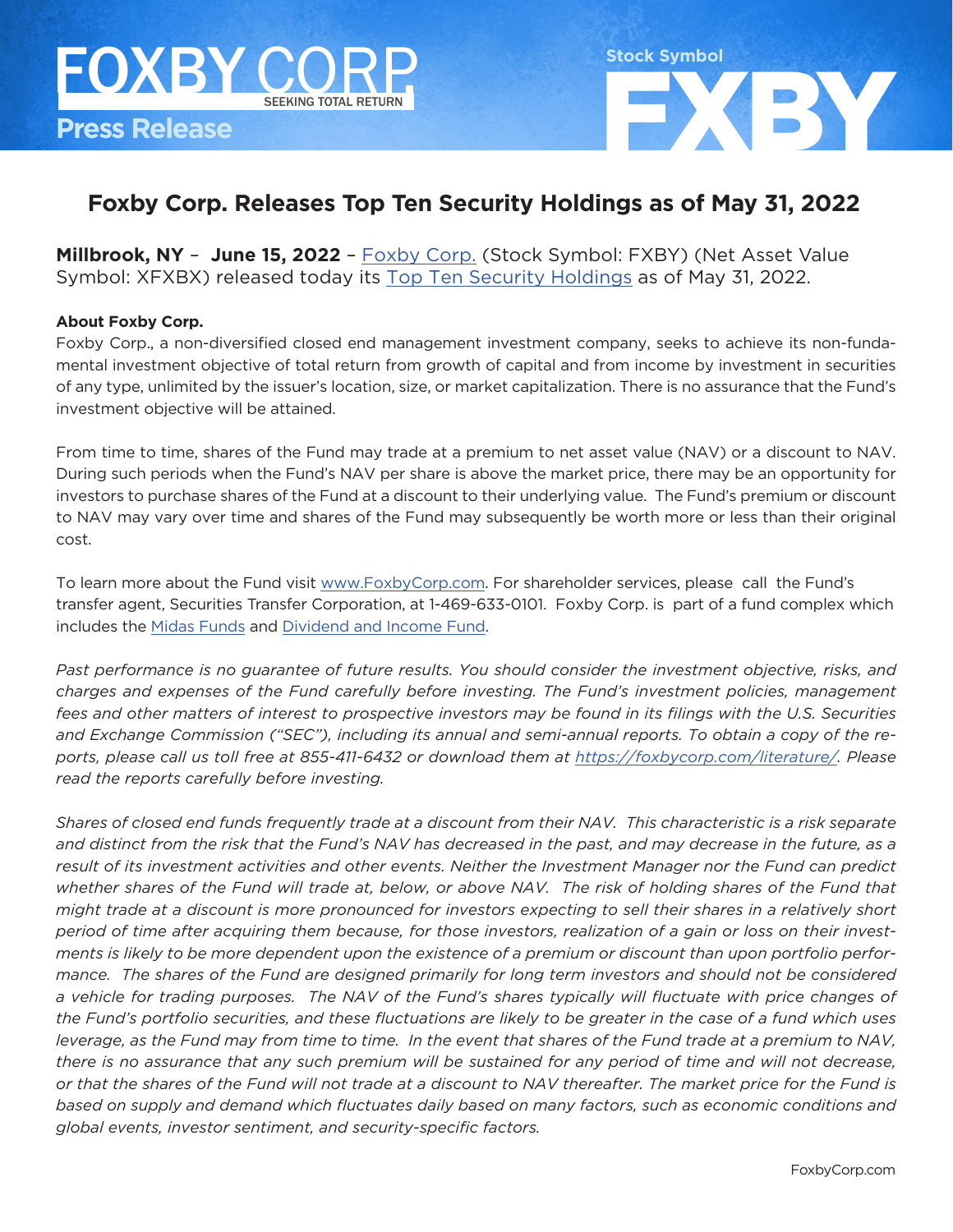FOXBY CORP
SEEKING TOTAL RETURN

Press Release

Stock Symbol
FXBY

# Foxby Corp. Releases Top Ten Security Holdings as of May 31, 2022

**Millbrook, NY** – **June 15, 2022** – Foxby Corp. (Stock Symbol: FXBY) (Net Asset Value Symbol: XFXBX) released today its Top Ten Security Holdings as of May 31, 2022.

**About Foxby Corp.**

Foxby Corp., a non-diversified closed end management investment company, seeks to achieve its non-fundamental investment objective of total return from growth of capital and from income by investment in securities of any type, unlimited by the issuer's location, size, or market capitalization. There is no assurance that the Fund's investment objective will be attained.

From time to time, shares of the Fund may trade at a premium to net asset value (NAV) or a discount to NAV. During such periods when the Fund's NAV per share is above the market price, there may be an opportunity for investors to purchase shares of the Fund at a discount to their underlying value. The Fund's premium or discount to NAV may vary over time and shares of the Fund may subsequently be worth more or less than their original cost.

To learn more about the Fund visit www.FoxbyCorp.com. For shareholder services, please call the Fund's transfer agent, Securities Transfer Corporation, at 1-469-633-0101. Foxby Corp. is part of a fund complex which includes the Midas Funds and Dividend and Income Fund.

*Past performance is no guarantee of future results. You should consider the investment objective, risks, and charges and expenses of the Fund carefully before investing. The Fund's investment policies, management fees and other matters of interest to prospective investors may be found in its filings with the U.S. Securities and Exchange Commission ("SEC"), including its annual and semi-annual reports. To obtain a copy of the reports, please call us toll free at 855-411-6432 or download them at https://foxbycorp.com/literature/. Please read the reports carefully before investing.*

*Shares of closed end funds frequently trade at a discount from their NAV. This characteristic is a risk separate and distinct from the risk that the Fund's NAV has decreased in the past, and may decrease in the future, as a result of its investment activities and other events. Neither the Investment Manager nor the Fund can predict whether shares of the Fund will trade at, below, or above NAV. The risk of holding shares of the Fund that might trade at a discount is more pronounced for investors expecting to sell their shares in a relatively short period of time after acquiring them because, for those investors, realization of a gain or loss on their investments is likely to be more dependent upon the existence of a premium or discount than upon portfolio performance. The shares of the Fund are designed primarily for long term investors and should not be considered a vehicle for trading purposes. The NAV of the Fund's shares typically will fluctuate with price changes of the Fund's portfolio securities, and these fluctuations are likely to be greater in the case of a fund which uses leverage, as the Fund may from time to time. In the event that shares of the Fund trade at a premium to NAV, there is no assurance that any such premium will be sustained for any period of time and will not decrease, or that the shares of the Fund will not trade at a discount to NAV thereafter. The market price for the Fund is based on supply and demand which fluctuates daily based on many factors, such as economic conditions and global events, investor sentiment, and security-specific factors.*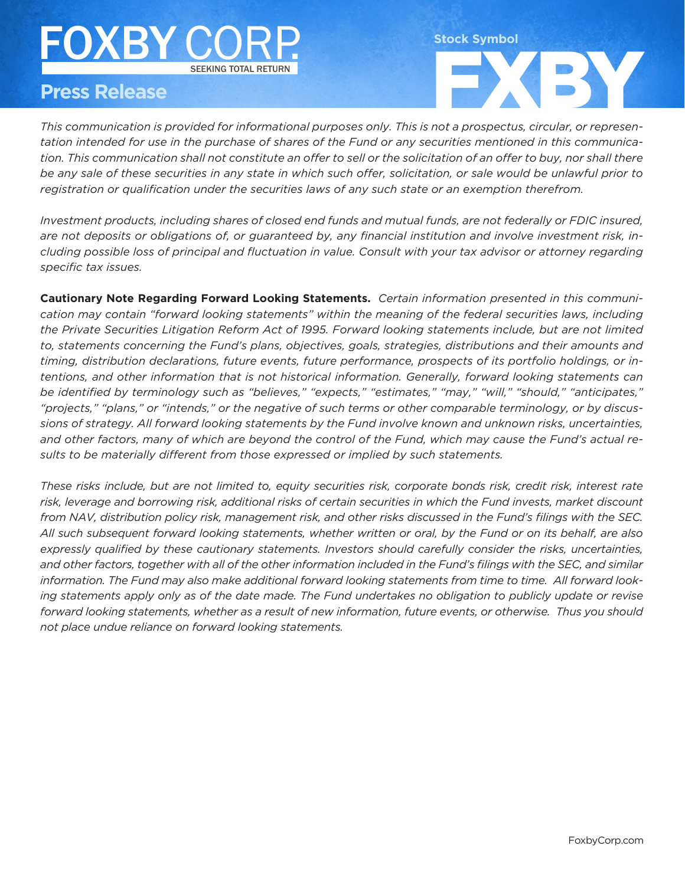# FOXBY CORP.

SEEKING TOTAL RETURN

## Press Release

Stock Symbol

FXBY

*This communication is provided for informational purposes only. This is not a prospectus, circular, or representation intended for use in the purchase of shares of the Fund or any securities mentioned in this communication. This communication shall not constitute an offer to sell or the solicitation of an offer to buy, nor shall there be any sale of these securities in any state in which such offer, solicitation, or sale would be unlawful prior to registration or qualification under the securities laws of any such state or an exemption therefrom.*

*Investment products, including shares of closed end funds and mutual funds, are not federally or FDIC insured, are not deposits or obligations of, or guaranteed by, any financial institution and involve investment risk, including possible loss of principal and fluctuation in value. Consult with your tax advisor or attorney regarding specific tax issues.*

**Cautionary Note Regarding Forward Looking Statements.** *Certain information presented in this communication may contain "forward looking statements" within the meaning of the federal securities laws, including the Private Securities Litigation Reform Act of 1995. Forward looking statements include, but are not limited to, statements concerning the Fund's plans, objectives, goals, strategies, distributions and their amounts and timing, distribution declarations, future events, future performance, prospects of its portfolio holdings, or intentions, and other information that is not historical information. Generally, forward looking statements can be identified by terminology such as "believes," "expects," "estimates," "may," "will," "should," "anticipates," "projects," "plans," or "intends," or the negative of such terms or other comparable terminology, or by discussions of strategy. All forward looking statements by the Fund involve known and unknown risks, uncertainties, and other factors, many of which are beyond the control of the Fund, which may cause the Fund's actual results to be materially different from those expressed or implied by such statements.*

*These risks include, but are not limited to, equity securities risk, corporate bonds risk, credit risk, interest rate risk, leverage and borrowing risk, additional risks of certain securities in which the Fund invests, market discount from NAV, distribution policy risk, management risk, and other risks discussed in the Fund's filings with the SEC. All such subsequent forward looking statements, whether written or oral, by the Fund or on its behalf, are also expressly qualified by these cautionary statements. Investors should carefully consider the risks, uncertainties, and other factors, together with all of the other information included in the Fund's filings with the SEC, and similar information. The Fund may also make additional forward looking statements from time to time. All forward looking statements apply only as of the date made. The Fund undertakes no obligation to publicly update or revise forward looking statements, whether as a result of new information, future events, or otherwise. Thus you should not place undue reliance on forward looking statements.*

FoxbyCorp.com